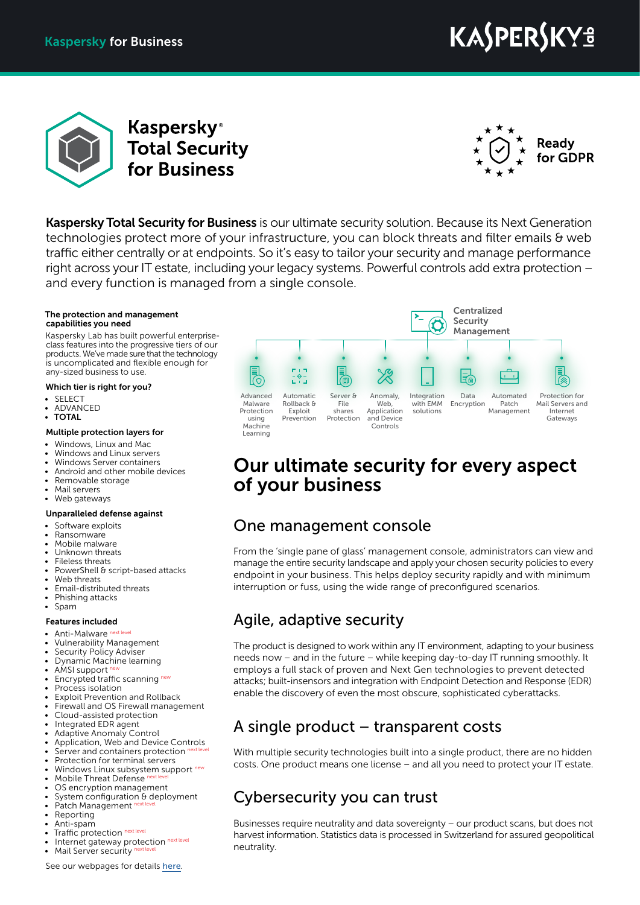Kaspersky for Business

# Kaspersky® Total Security for Business

Ready for GDPR

**Kaspersky Total Security for Business** is our ultimate security solution. Because its Next Generation technologies protect more of your infrastructure, you can block threats and filter emails & web traffic either centrally or at endpoints. So it's easy to tailor your security and manage performance right across your IT estate, including your legacy systems. Powerful controls add extra protection – and every function is managed from a single console.

**The protection and management capabilities you need**

Kaspersky Lab has built powerful enterprise-class features into the progressive tiers of our products. We've made sure that the technology is uncomplicated and flexible enough for any-sized business to use.

**Which tier is right for you?**

- SELECT
- ADVANCED
- **TOTAL**

**Multiple protection layers for**

- Windows, Linux and Mac
- Windows and Linux servers
- Windows Server containers
- Android and other mobile devices
- Removable storage
- Mail servers
- Web gateways

**Unparalleled defense against**

- Software exploits
- Ransomware
- Mobile malware
- Unknown threats
- Fileless threats
- PowerShell & script-based attacks
- Web threats
- Email-distributed threats
- Phishing attacks
- Spam

**Features included**

- Anti-Malware next level
- Vulnerability Management
- Security Policy Adviser
- Dynamic Machine learning
- AMSI support new
- Encrypted traffic scanning new
- Process isolation
- Exploit Prevention and Rollback
- Firewall and OS Firewall management
- Cloud-assisted protection
- Integrated EDR agent
- Adaptive Anomaly Control
- Application, Web and Device Controls
- Server and containers protection next level
- Protection for terminal servers
- Windows Linux subsystem support new
- Mobile Threat Defense next level
- OS encryption management
- System configuration & deployment
- Patch Management next level
- Reporting
- Anti-spam
- Traffic protection next level
- Internet gateway protection next level
- Mail Server security next level

See our webpages for details here.

Centralized Security Management

- Advanced Malware Protection using Machine Learning
- Automatic Rollback & Exploit Prevention
- Server & File shares Protection
- Anomaly, Web, Application and Device Controls
- Integration with EMM solutions
- Data Encryption
- Automated Patch Management
- Protection for Mail Servers and Internet Gateways

# Our ultimate security for every aspect of your business

## One management console

From the 'single pane of glass' management console, administrators can view and manage the entire security landscape and apply your chosen security policies to every endpoint in your business. This helps deploy security rapidly and with minimum interruption or fuss, using the wide range of preconfigured scenarios.

## Agile, adaptive security

The product is designed to work within any IT environment, adapting to your business needs now – and in the future – while keeping day-to-day IT running smoothly. It employs a full stack of proven and Next Gen technologies to prevent detected attacks; built-insensors and integration with Endpoint Detection and Response (EDR) enable the discovery of even the most obscure, sophisticated cyberattacks.

## A single product – transparent costs

With multiple security technologies built into a single product, there are no hidden costs. One product means one license – and all you need to protect your IT estate.

## Cybersecurity you can trust

Businesses require neutrality and data sovereignty – our product scans, but does not harvest information. Statistics data is processed in Switzerland for assured geopolitical neutrality.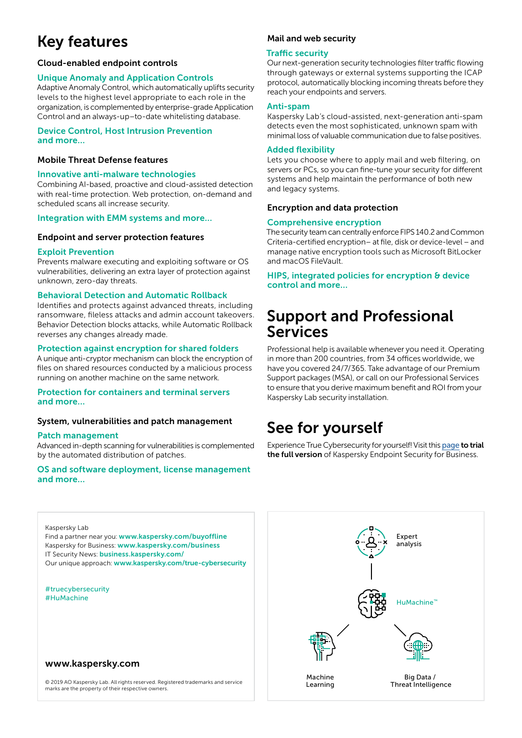# Key features

## Cloud-enabled endpoint controls

### Unique Anomaly and Application Controls

Adaptive Anomaly Control, which automatically uplifts security levels to the highest level appropriate to each role in the organization, is complemented by enterprise-grade Application Control and an always-up–to-date whitelisting database.

### Device Control, Host Intrusion Prevention and more…

## Mobile Threat Defense features

### Innovative anti-malware technologies

Combining AI-based, proactive and cloud-assisted detection with real-time protection. Web protection, on-demand and scheduled scans all increase security.

### Integration with EMM systems and more…

## Endpoint and server protection features

### Exploit Prevention

Prevents malware executing and exploiting software or OS vulnerabilities, delivering an extra layer of protection against unknown, zero-day threats.

### Behavioral Detection and Automatic Rollback

Identifies and protects against advanced threats, including ransomware, fileless attacks and admin account takeovers. Behavior Detection blocks attacks, while Automatic Rollback reverses any changes already made.

### Protection against encryption for shared folders

A unique anti-cryptor mechanism can block the encryption of files on shared resources conducted by a malicious process running on another machine on the same network.

### Protection for containers and terminal servers and more…

## System, vulnerabilities and patch management

### Patch management

Advanced in-depth scanning for vulnerabilities is complemented by the automated distribution of patches.

### OS and software deployment, license management and more…

## Mail and web security

### Traffic security

Our next-generation security technologies filter traffic flowing through gateways or external systems supporting the ICAP protocol, automatically blocking incoming threats before they reach your endpoints and servers.

### Anti-spam

Kaspersky Lab's cloud-assisted, next-generation anti-spam detects even the most sophisticated, unknown spam with minimal loss of valuable communication due to false positives.

### Added flexibility

Lets you choose where to apply mail and web filtering, on servers or PCs, so you can fine-tune your security for different systems and help maintain the performance of both new and legacy systems.

## Encryption and data protection

### Comprehensive encryption

The security team can centrally enforce FIPS 140.2 and Common Criteria-certified encryption– at file, disk or device-level – and manage native encryption tools such as Microsoft BitLocker and macOS FileVault.

### HIPS, integrated policies for encryption & device control and more…

# Support and Professional Services

Professional help is available whenever you need it. Operating in more than 200 countries, from 34 offices worldwide, we have you covered 24/7/365. Take advantage of our Premium Support packages (MSA), or call on our Professional Services to ensure that you derive maximum benefit and ROI from your Kaspersky Lab security installation.

# See for yourself

Experience True Cybersecurity for yourself! Visit this page **to trial the full version** of Kaspersky Endpoint Security for Business.

Kaspersky Lab
Find a partner near you: **www.kaspersky.com/buyoffline**
Kaspersky for Business: **www.kaspersky.com/business**
IT Security News: **business.kaspersky.com/**
Our unique approach: **www.kaspersky.com/true-cybersecurity**

#truecybersecurity
#HuMachine

**www.kaspersky.com**

© 2019 AO Kaspersky Lab. All rights reserved. Registered trademarks and service marks are the property of their respective owners.

Expert analysis

HuMachine™

Machine Learning

Big Data / Threat Intelligence